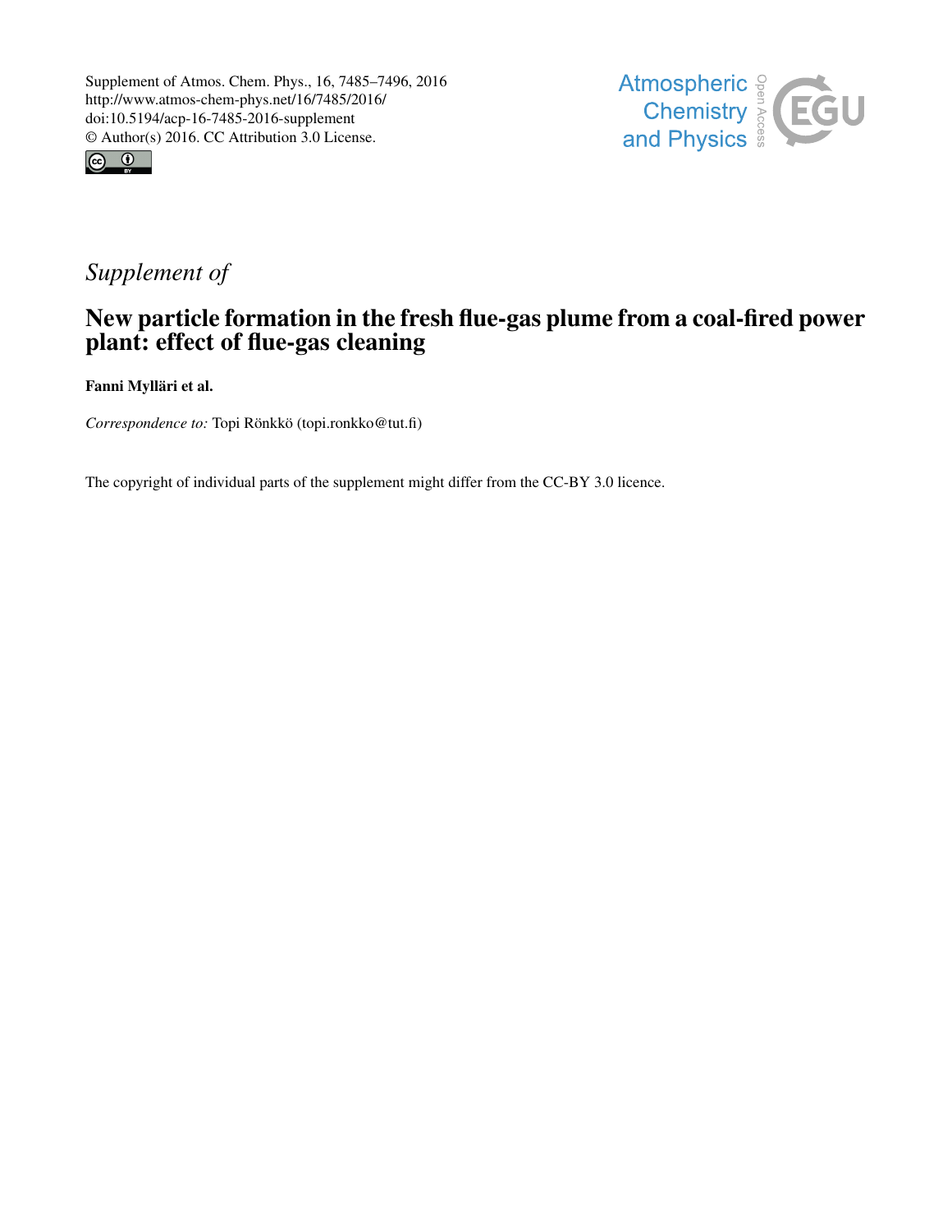Supplement of Atmos. Chem. Phys., 16, 7485–7496, 2016
http://www.atmos-chem-phys.net/16/7485/2016/
doi:10.5194/acp-16-7485-2016-supplement
© Author(s) 2016. CC Attribution 3.0 License.

*Supplement of*

# New particle formation in the fresh flue-gas plume from a coal-fired power plant: effect of flue-gas cleaning

**Fanni Mylläri et al.**

*Correspondence to:* Topi Rönkkö (topi.ronkko@tut.fi)

The copyright of individual parts of the supplement might differ from the CC-BY 3.0 licence.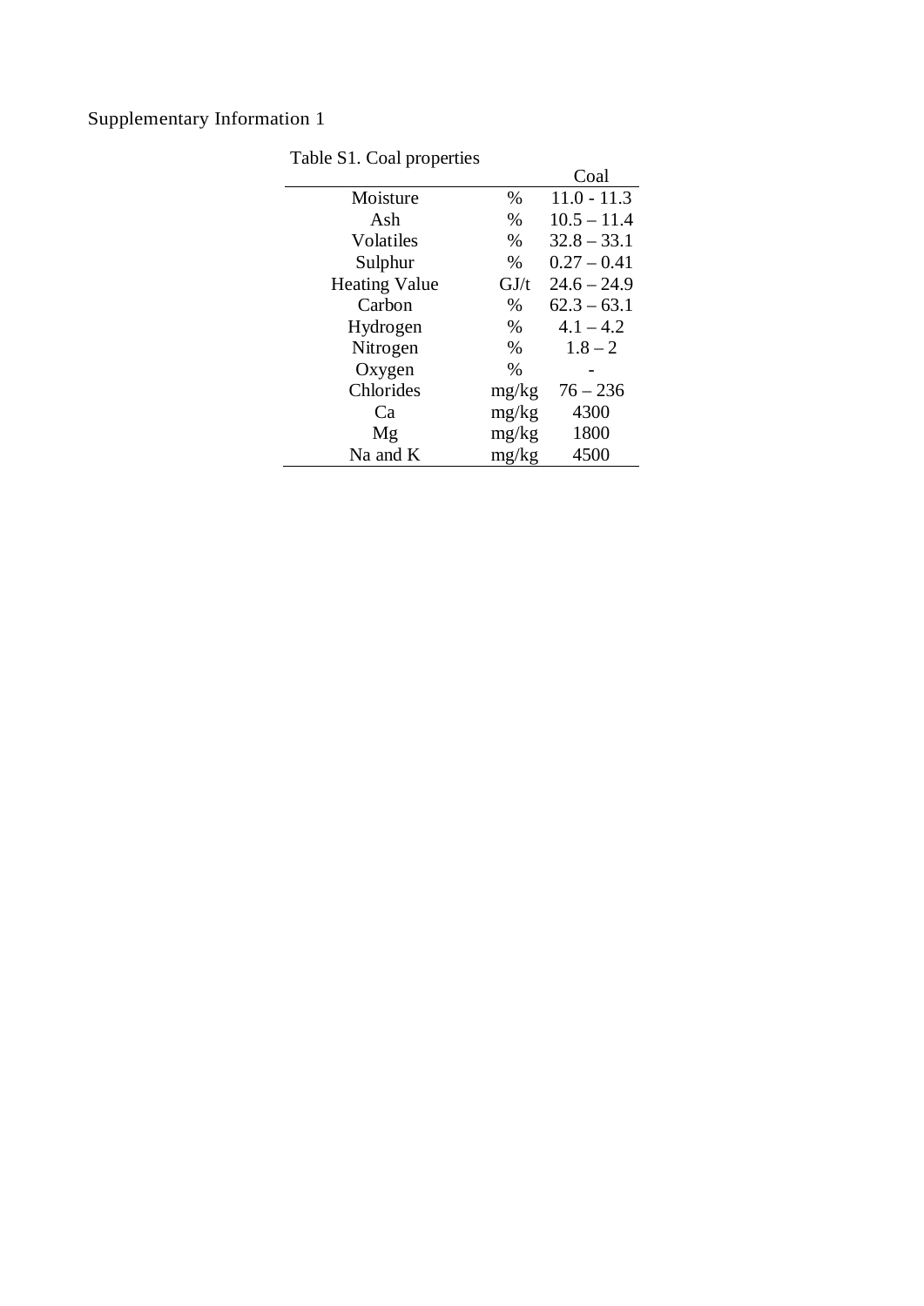Supplementary Information 1

Table S1. Coal properties

| | | Coal |
|---|---|---|
| Moisture | % | 11.0 - 11.3 |
| Ash | % | 10.5 – 11.4 |
| Volatiles | % | 32.8 – 33.1 |
| Sulphur | % | 0.27 – 0.41 |
| Heating Value | GJ/t | 24.6 – 24.9 |
| Carbon | % | 62.3 – 63.1 |
| Hydrogen | % | 4.1 – 4.2 |
| Nitrogen | % | 1.8 – 2 |
| Oxygen | % | - |
| Chlorides | mg/kg | 76 – 236 |
| Ca | mg/kg | 4300 |
| Mg | mg/kg | 1800 |
| Na and K | mg/kg | 4500 |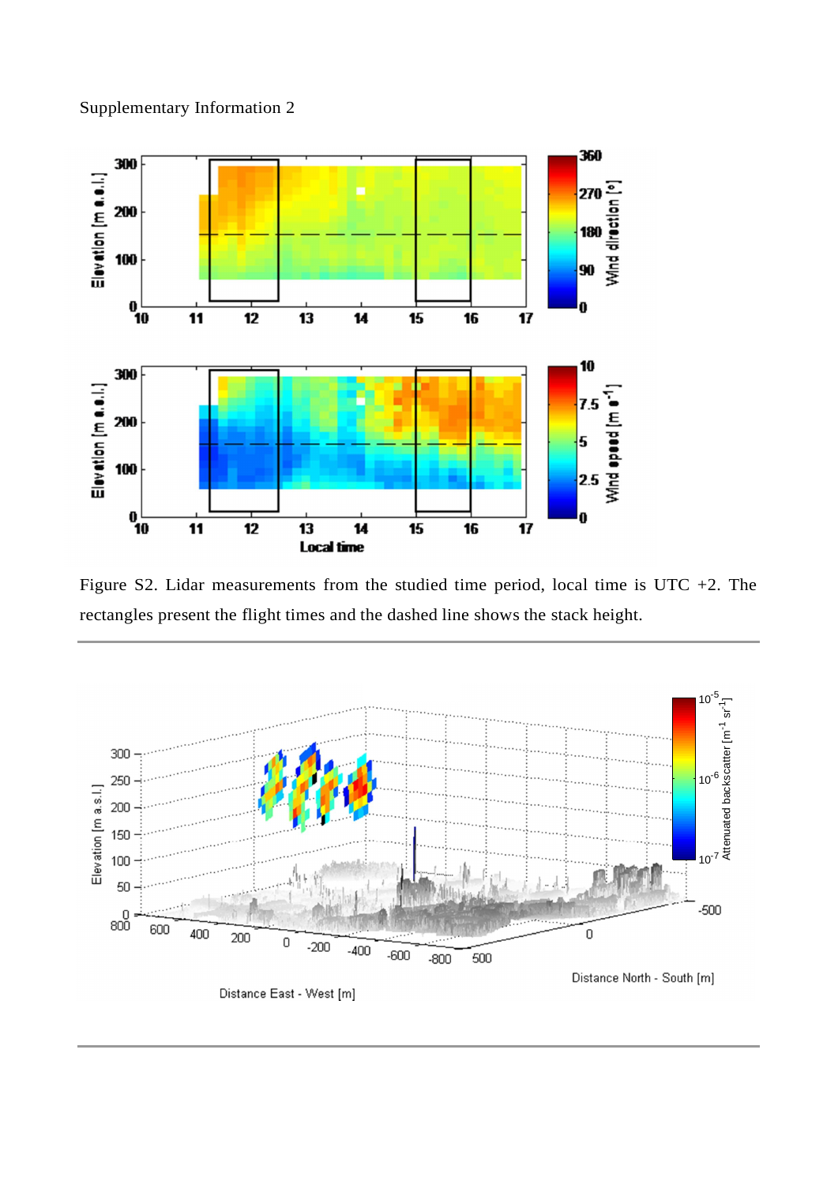Supplementary Information 2

Figure S2. Lidar measurements from the studied time period, local time is UTC +2. The rectangles present the flight times and the dashed line shows the stack height.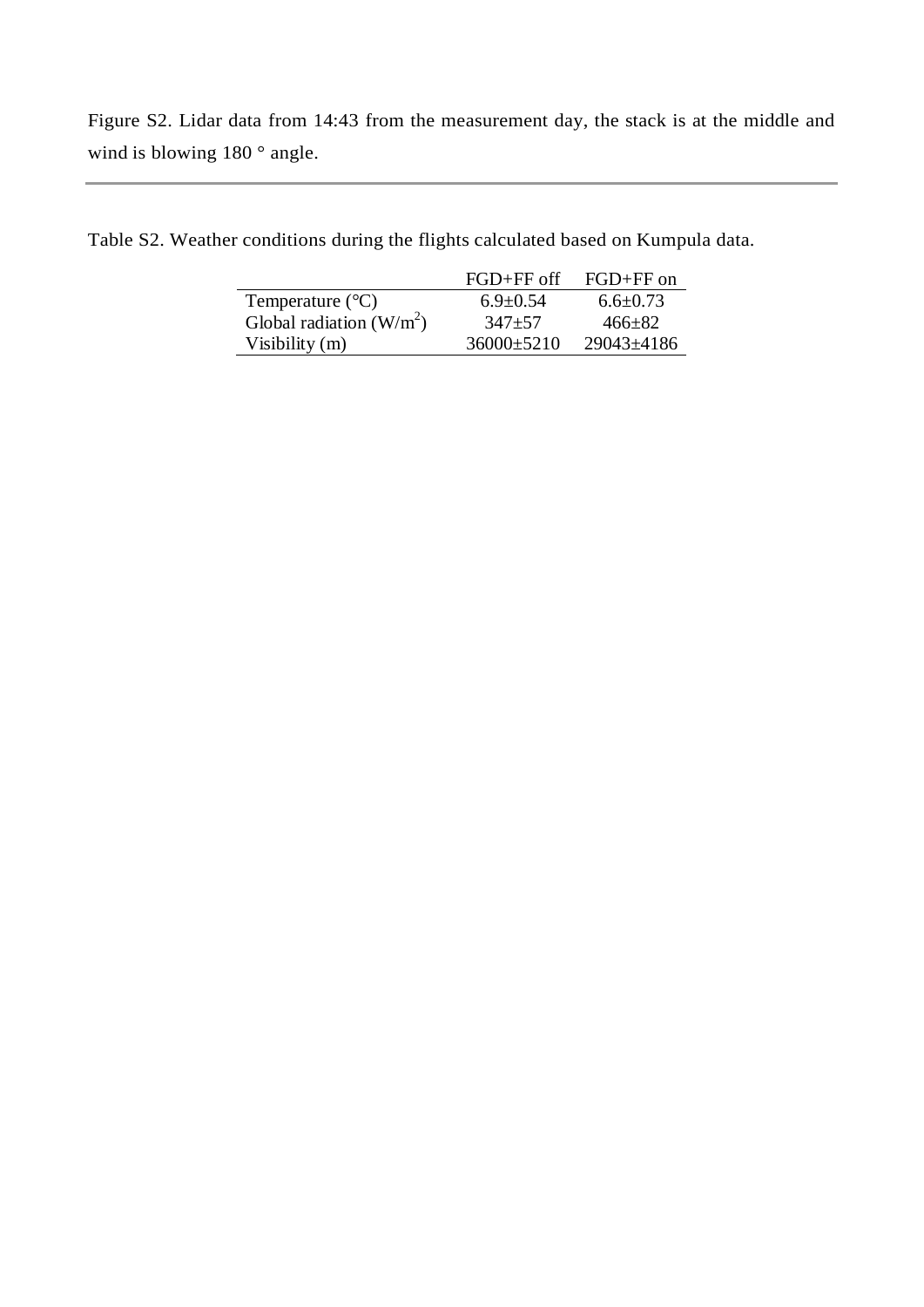Figure S2. Lidar data from 14:43 from the measurement day, the stack is at the middle and wind is blowing 180 ° angle.

---

Table S2. Weather conditions during the flights calculated based on Kumpula data.

| | FGD+FF off | FGD+FF on |
|---|---|---|
| Temperature (°C) | 6.9±0.54 | 6.6±0.73 |
| Global radiation ($W/m^2$) | 347±57 | 466±82 |
| Visibility (m) | 36000±5210 | 29043±4186 |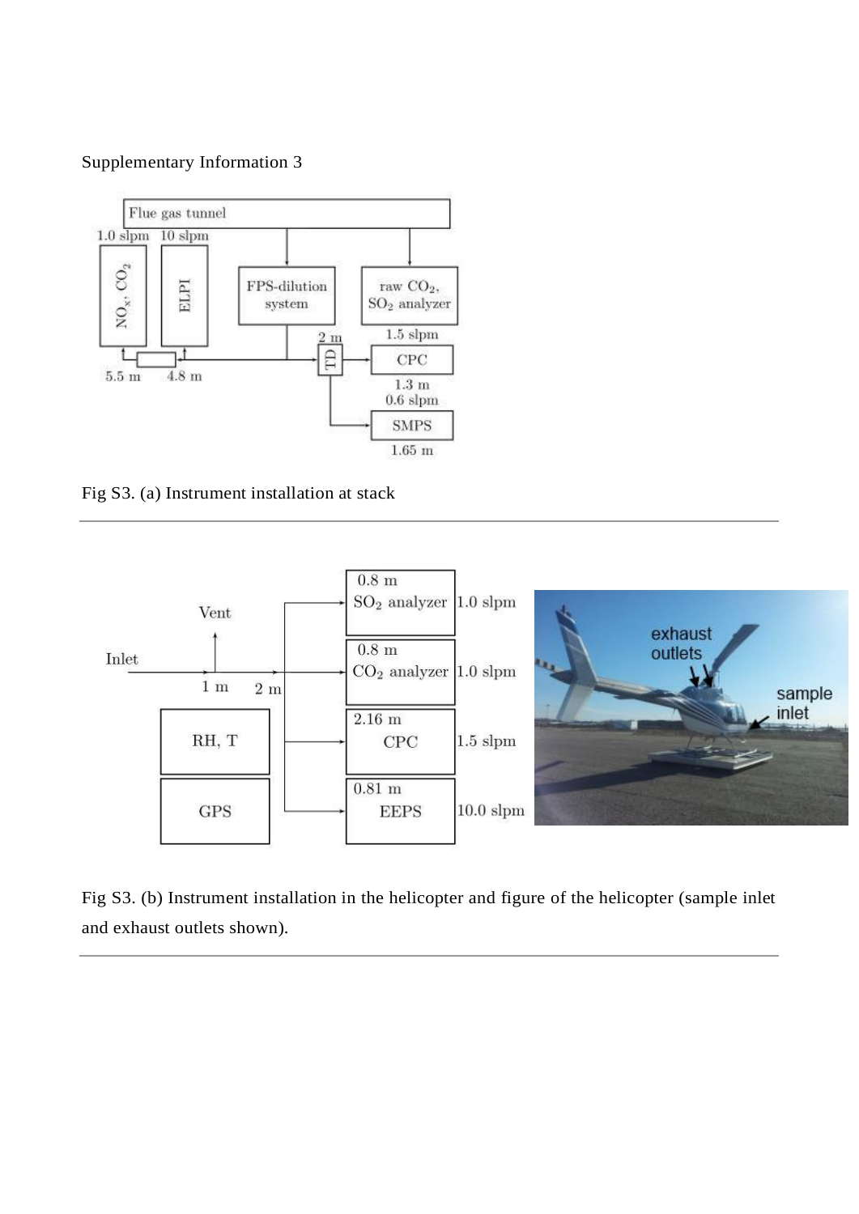Supplementary Information 3

Fig S3. (a) Instrument installation at stack

Fig S3. (b) Instrument installation in the helicopter and figure of the helicopter (sample inlet and exhaust outlets shown).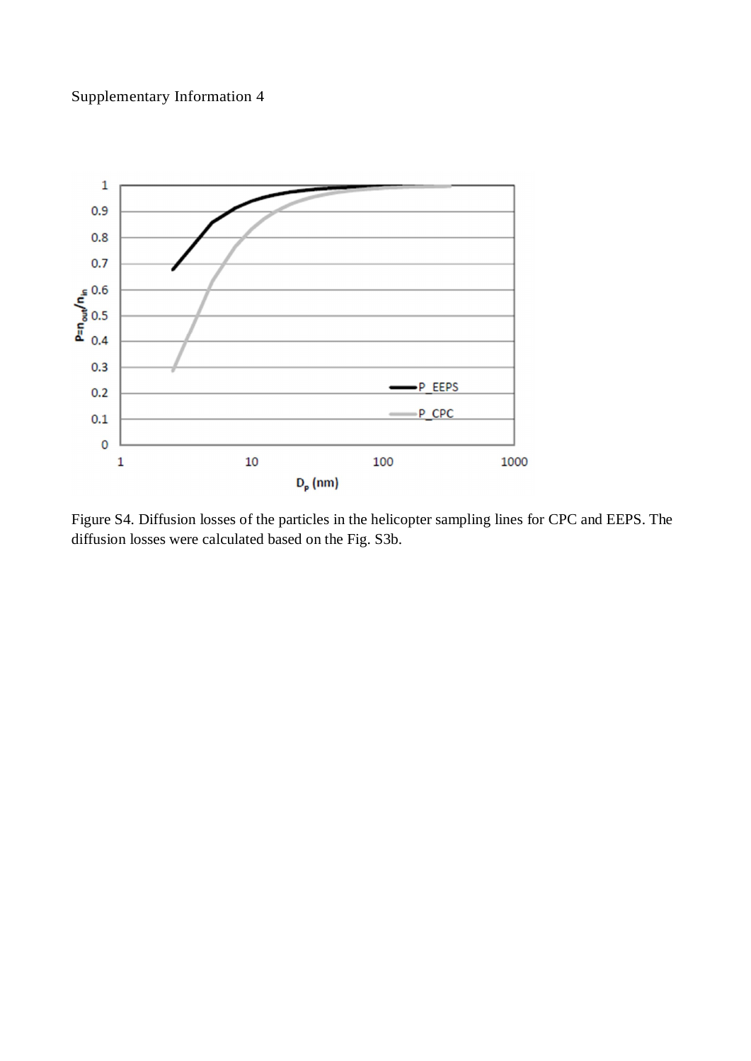Supplementary Information 4

Figure S4. Diffusion losses of the particles in the helicopter sampling lines for CPC and EEPS. The diffusion losses were calculated based on the Fig. S3b.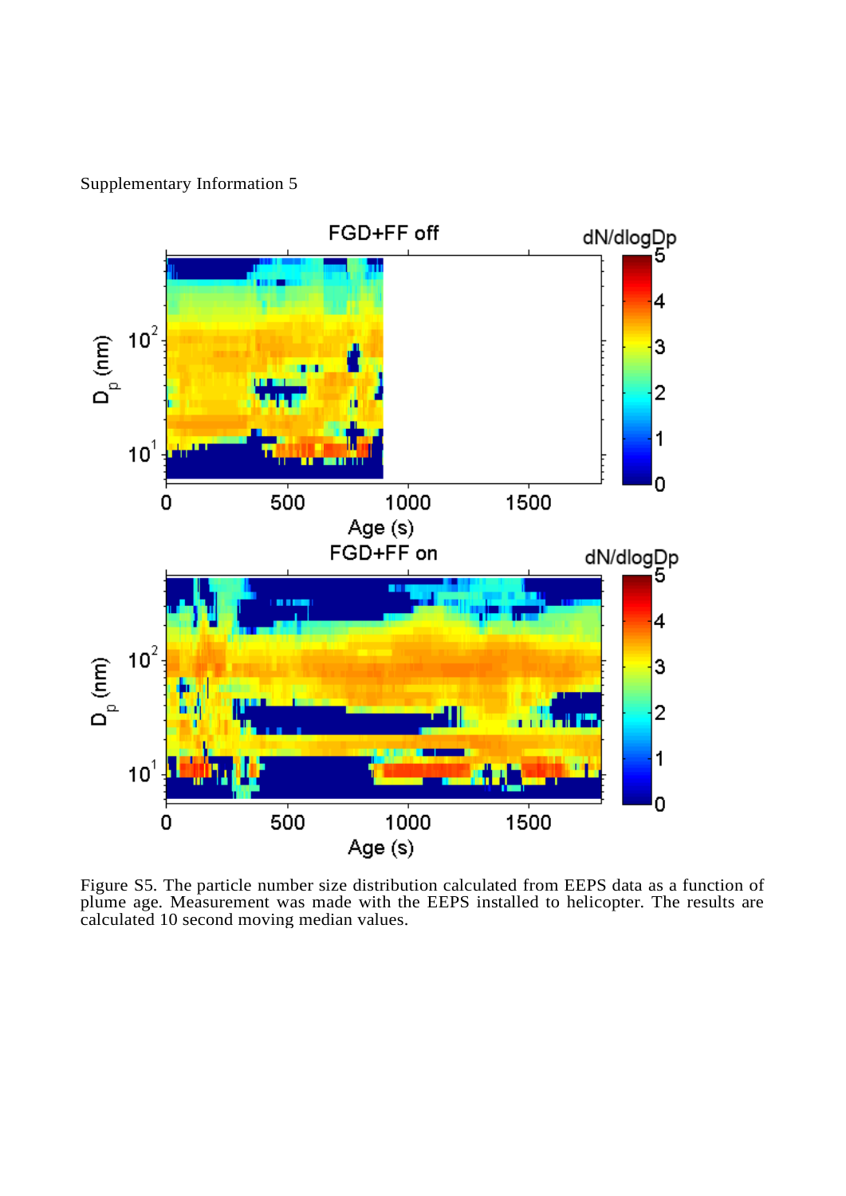Supplementary Information 5

Figure S5. The particle number size distribution calculated from EEPS data as a function of plume age. Measurement was made with the EEPS installed to helicopter. The results are calculated 10 second moving median values.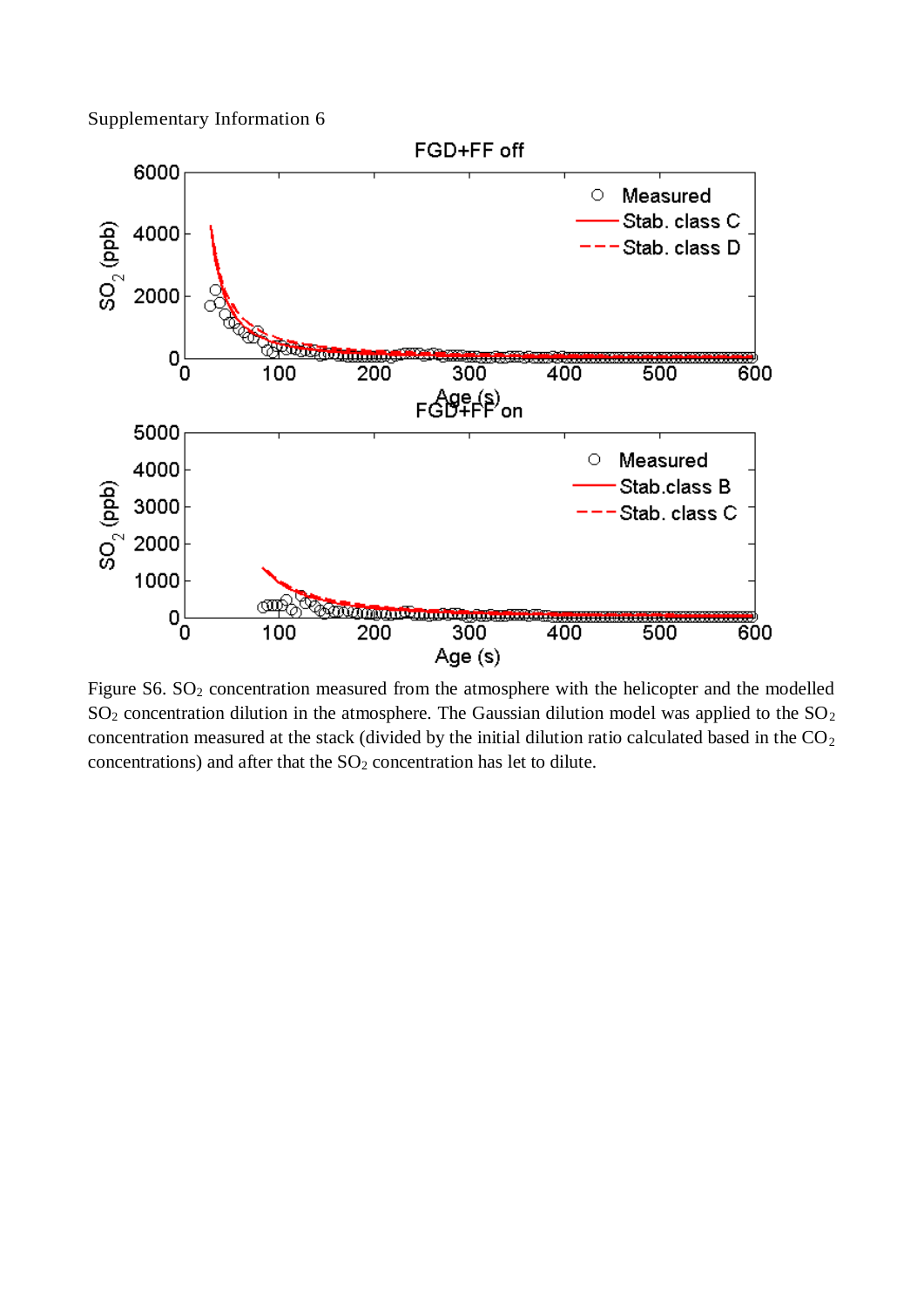Supplementary Information 6

Figure S6. $SO_2$ concentration measured from the atmosphere with the helicopter and the modelled $SO_2$ concentration dilution in the atmosphere. The Gaussian dilution model was applied to the $SO_2$ concentration measured at the stack (divided by the initial dilution ratio calculated based in the $CO_2$ concentrations) and after that the $SO_2$ concentration has let to dilute.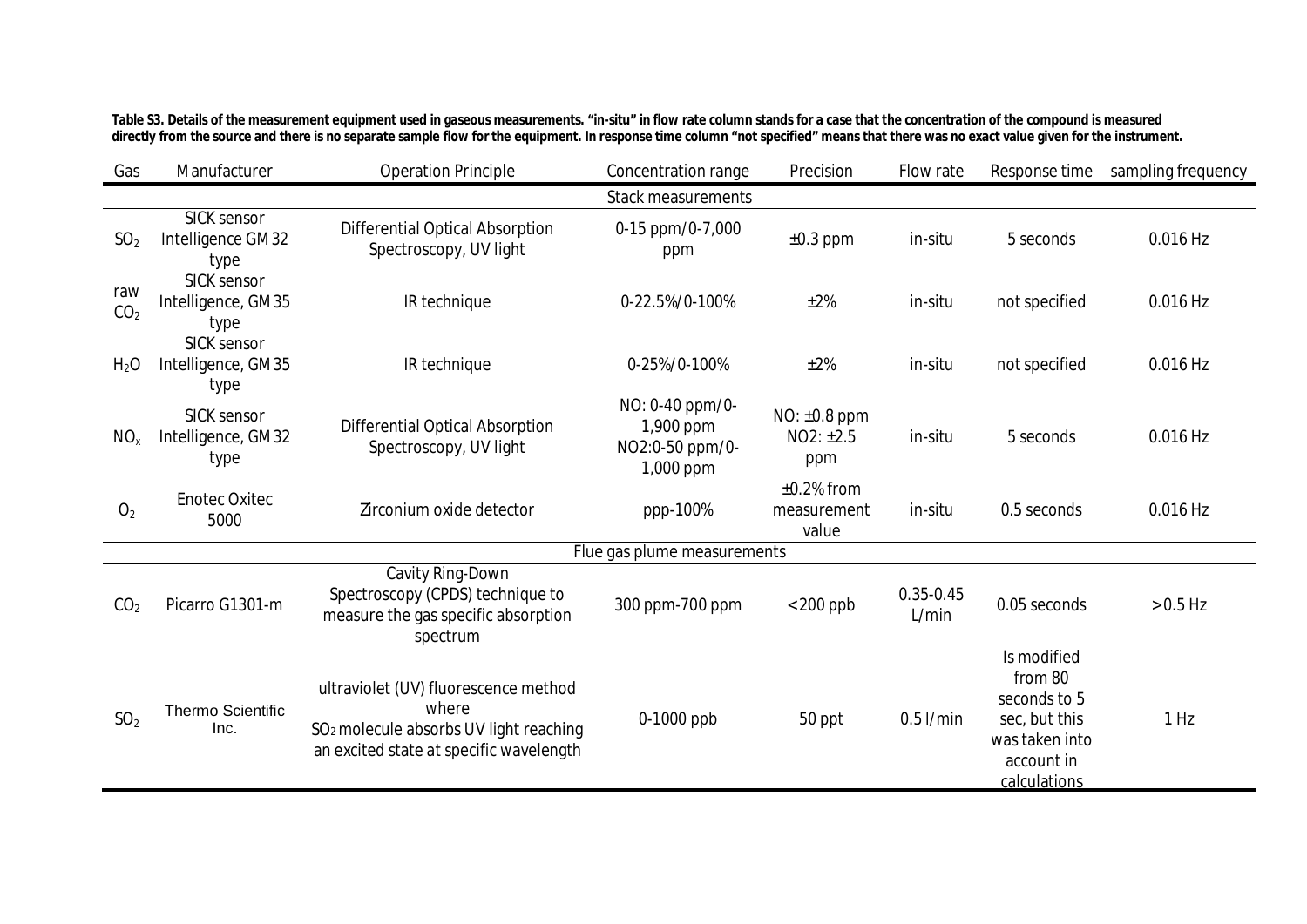**Table S3. Details of the measurement equipment used in gaseous measurements. "in-situ" in flow rate column stands for a case that the concentration of the compound is measured directly from the source and there is no separate sample flow for the equipment. In response time column "not specified" means that there was no exact value given for the instrument.**

| Gas | Manufacturer | Operation Principle | Concentration range | Precision | Flow rate | Response time | sampling frequency |
|---|---|---|---|---|---|---|---|
| | | | Stack measurements | | | | |
| $SO_2$ | SICK sensor Intelligence GM32 type | Differential Optical Absorption Spectroscopy, UV light | 0-15 ppm/0-7,000 ppm | ±0.3 ppm | in-situ | 5 seconds | 0.016 Hz |
| raw $CO_2$ | SICK sensor Intelligence, GM35 type | IR technique | 0-22.5%/0-100% | ±2% | in-situ | not specified | 0.016 Hz |
| $H_2O$ | SICK sensor Intelligence, GM35 type | IR technique | 0-25%/0-100% | ±2% | in-situ | not specified | 0.016 Hz |
| $NO_x$ | SICK sensor Intelligence, GM32 type | Differential Optical Absorption Spectroscopy, UV light | NO: 0-40 ppm/0-1,900 ppm NO2:0-50 ppm/0-1,000 ppm | NO: ±0.8 ppm NO2: ±2.5 ppm | in-situ | 5 seconds | 0.016 Hz |
| $O_2$ | Enotec Oxitec 5000 | Zirconium oxide detector | ppp-100% | ±0.2% from measurement value | in-situ | 0.5 seconds | 0.016 Hz |
| | | | Flue gas plume measurements | | | | |
| $CO_2$ | Picarro G1301-m | Cavity Ring-Down Spectroscopy (CPDS) technique to measure the gas specific absorption spectrum | 300 ppm-700 ppm | <200 ppb | 0.35-0.45 L/min | 0.05 seconds | >0.5 Hz |
| $SO_2$ | Thermo Scientific Inc. | ultraviolet (UV) fluorescence method where $SO_2$ molecule absorbs UV light reaching an excited state at specific wavelength | 0-1000 ppb | 50 ppt | 0.5 l/min | Is modified from 80 seconds to 5 sec, but this was taken into account in calculations | 1 Hz |